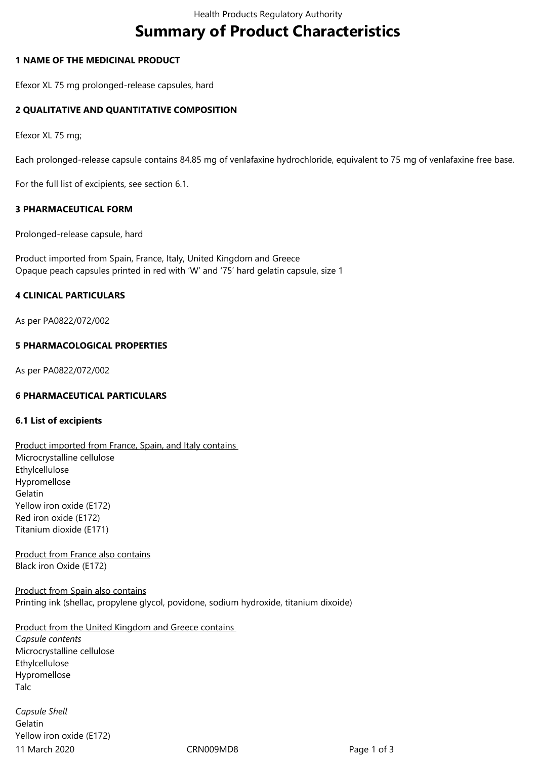# Summary of Product Characteristics

## 1 NAME OF THE MEDICINAL PRODUCT

Efexor XL 75 mg prolonged-release capsules, hard

## 2 QUALITATIVE AND QUANTITATIVE COMPOSITION

Efexor XL 75 mg;

Each prolonged-release capsule contains 84.85 mg of venlafaxine hydrochloride, equivalent to 75 mg of venlafaxine free base.

For the full list of excipients, see section 6.1.

## 3 PHARMACEUTICAL FORM

Prolonged-release capsule, hard

Product imported from Spain, France, Italy, United Kingdom and Greece
Opaque peach capsules printed in red with 'W' and '75' hard gelatin capsule, size 1

## 4 CLINICAL PARTICULARS

As per PA0822/072/002

## 5 PHARMACOLOGICAL PROPERTIES

As per PA0822/072/002

## 6 PHARMACEUTICAL PARTICULARS

### 6.1 List of excipients

Product imported from France, Spain, and Italy contains
Microcrystalline cellulose
Ethylcellulose
Hypromellose
Gelatin
Yellow iron oxide (E172)
Red iron oxide (E172)
Titanium dioxide (E171)

Product from France also contains
Black iron Oxide (E172)

Product from Spain also contains
Printing ink (shellac, propylene glycol, povidone, sodium hydroxide, titanium dixoide)

Product from the United Kingdom and Greece contains
*Capsule contents*
Microcrystalline cellulose
Ethylcellulose
Hypromellose
Talc

*Capsule Shell*
Gelatin
Yellow iron oxide (E172)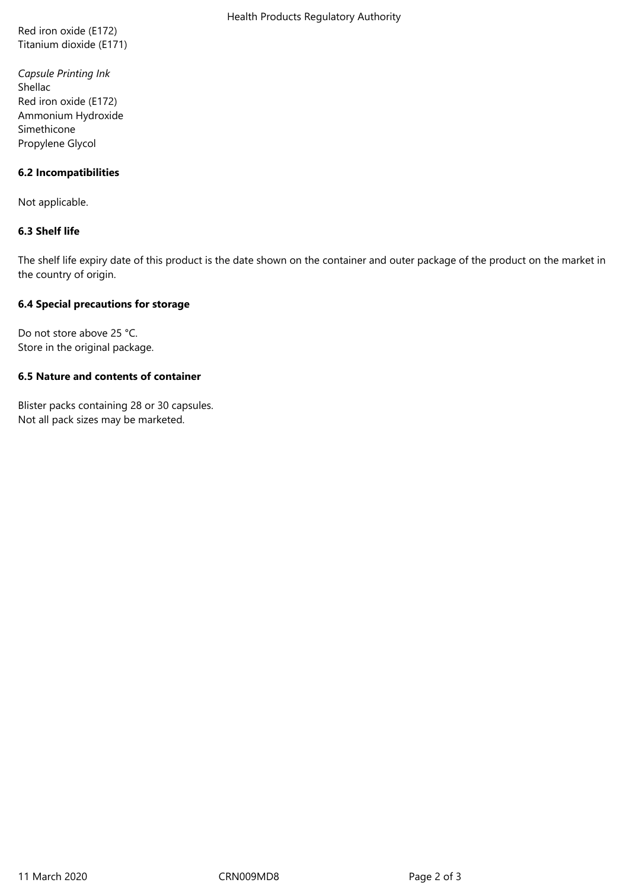Red iron oxide (E172)
Titanium dioxide (E171)

*Capsule Printing Ink*
Shellac
Red iron oxide (E172)
Ammonium Hydroxide
Simethicone
Propylene Glycol

**6.2 Incompatibilities**

Not applicable.

**6.3 Shelf life**

The shelf life expiry date of this product is the date shown on the container and outer package of the product on the market in the country of origin.

**6.4 Special precautions for storage**

Do not store above 25 °C.
Store in the original package.

**6.5 Nature and contents of container**

Blister packs containing 28 or 30 capsules.
Not all pack sizes may be marketed.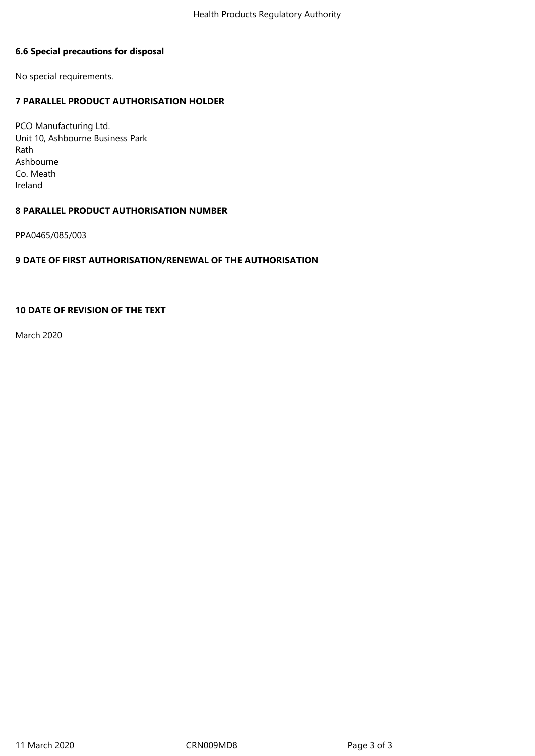### 6.6 Special precautions for disposal

No special requirements.

## 7 PARALLEL PRODUCT AUTHORISATION HOLDER

PCO Manufacturing Ltd.
Unit 10, Ashbourne Business Park
Rath
Ashbourne
Co. Meath
Ireland

## 8 PARALLEL PRODUCT AUTHORISATION NUMBER

PPA0465/085/003

## 9 DATE OF FIRST AUTHORISATION/RENEWAL OF THE AUTHORISATION

## 10 DATE OF REVISION OF THE TEXT

March 2020